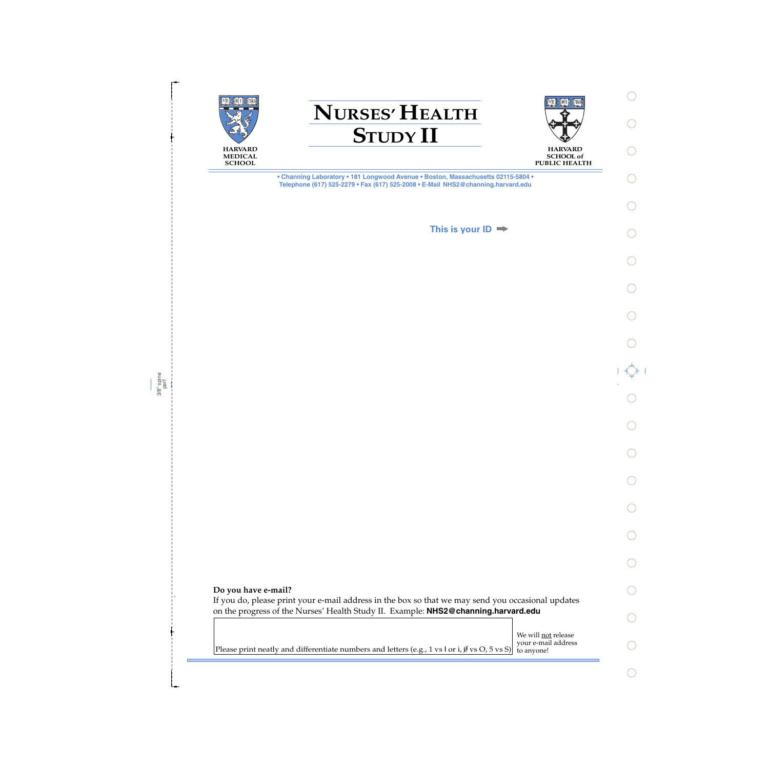HARVARD MEDICAL SCHOOL

# NURSES' HEALTH STUDY II

HARVARD SCHOOL of PUBLIC HEALTH

**• Channing Laboratory • 181 Longwood Avenue • Boston, Massachusetts 02115-5804 •**
**Telephone (617) 525-2279 • Fax (617) 525-2008 • E-Mail NHS2@channing.harvard.edu**

**This is your ID ➡**

**Do you have e-mail?**
If you do, please print your e-mail address in the box so that we may send you occasional updates on the progress of the Nurses' Health Study II. Example: **NHS2@channing.harvard.edu**

Please print neatly and differentiate numbers and letters (e.g., 1 vs l or i, Ø vs O, 5 vs S)

We will not release your e-mail address to anyone!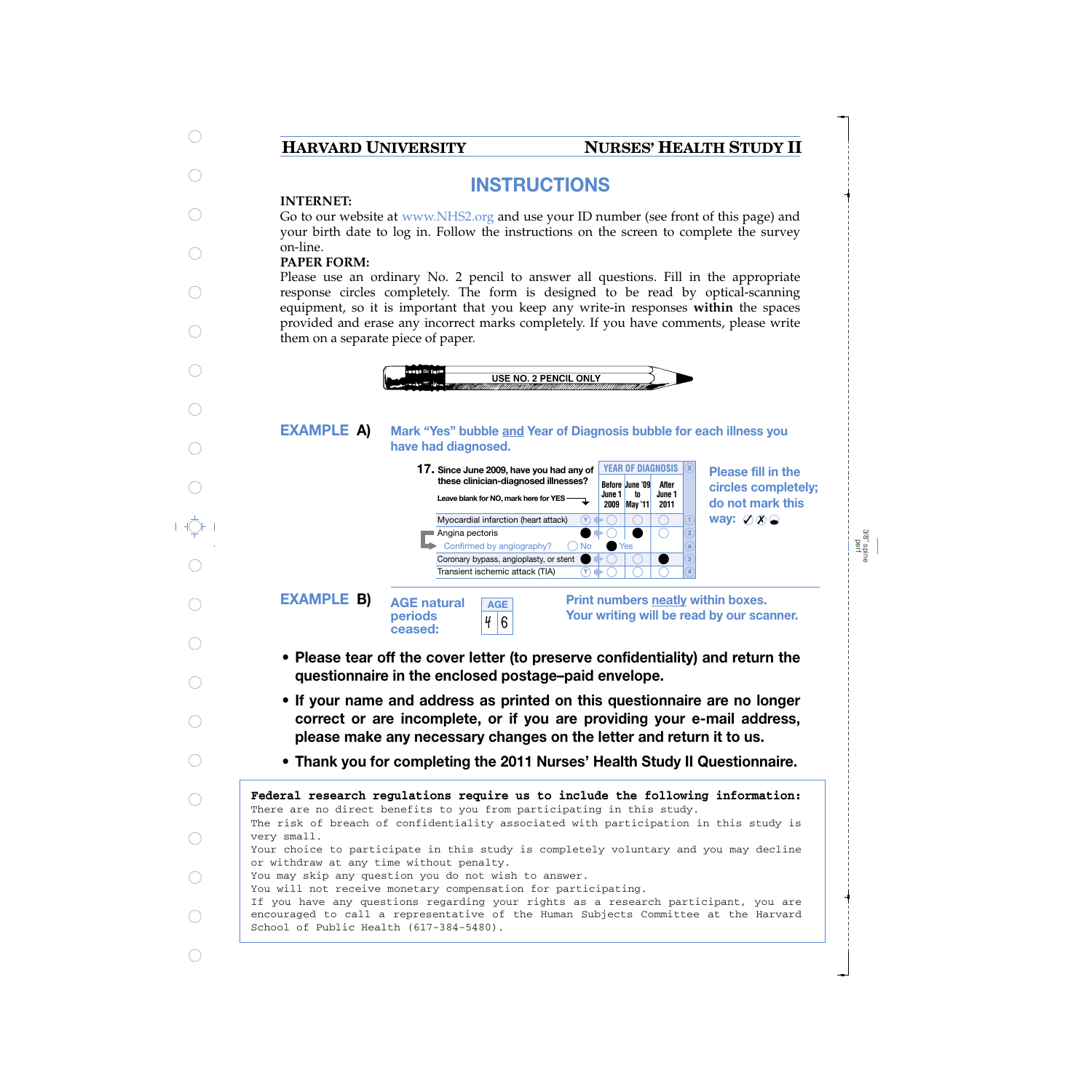**HARVARD UNIVERSITY** **NURSES' HEALTH STUDY II**

# INSTRUCTIONS

**INTERNET:**

Go to our website at www.NHS2.org and use your ID number (see front of this page) and your birth date to log in. Follow the instructions on the screen to complete the survey on-line.

**PAPER FORM:**

Please use an ordinary No. 2 pencil to answer all questions. Fill in the appropriate response circles completely. The form is designed to be read by optical-scanning equipment, so it is important that you keep any write-in responses **within** the spaces provided and erase any incorrect marks completely. If you have comments, please write them on a separate piece of paper.

USE NO. 2 PENCIL ONLY

**EXAMPLE A)** **Mark "Yes" bubble and Year of Diagnosis bubble for each illness you have had diagnosed.**

**17. Since June 2009, have you had any of these clinician-diagnosed illnesses?**

Leave blank for NO, mark here for YES

| | | YEAR OF DIAGNOSIS | | | |
|---|---|---|---|---|---|
| | | Before June 1 2009 | June '09 to May '11 | After June 1 2011 | |
| Myocardial infarction (heart attack) | Y | ◯ | ◯ | ◯ | 1 |
| Angina pectoris | ● | ◯ | ● | ◯ | 2 |
| Confirmed by angiography? ◯ No ● Yes | | | | | a |
| Coronary bypass, angioplasty, or stent | ● | ◯ | ◯ | ● | 3 |
| Transient ischemic attack (TIA) | Y | ◯ | ◯ | ◯ | 4 |

**Please fill in the circles completely; do not mark this way:** ✓ ✗

**EXAMPLE B)** **AGE natural periods ceased:** AGE 4 6

**Print numbers neatly within boxes. Your writing will be read by our scanner.**

- **Please tear off the cover letter (to preserve confidentiality) and return the questionnaire in the enclosed postage–paid envelope.**
- **If your name and address as printed on this questionnaire are no longer correct or are incomplete, or if you are providing your e-mail address, please make any necessary changes on the letter and return it to us.**
- **Thank you for completing the 2011 Nurses' Health Study II Questionnaire.**

**Federal research regulations require us to include the following information:**
There are no direct benefits to you from participating in this study.
The risk of breach of confidentiality associated with participation in this study is very small.
Your choice to participate in this study is completely voluntary and you may decline or withdraw at any time without penalty.
You may skip any question you do not wish to answer.
You will not receive monetary compensation for participating.
If you have any questions regarding your rights as a research participant, you are encouraged to call a representative of the Human Subjects Committee at the Harvard School of Public Health (617-384-5480).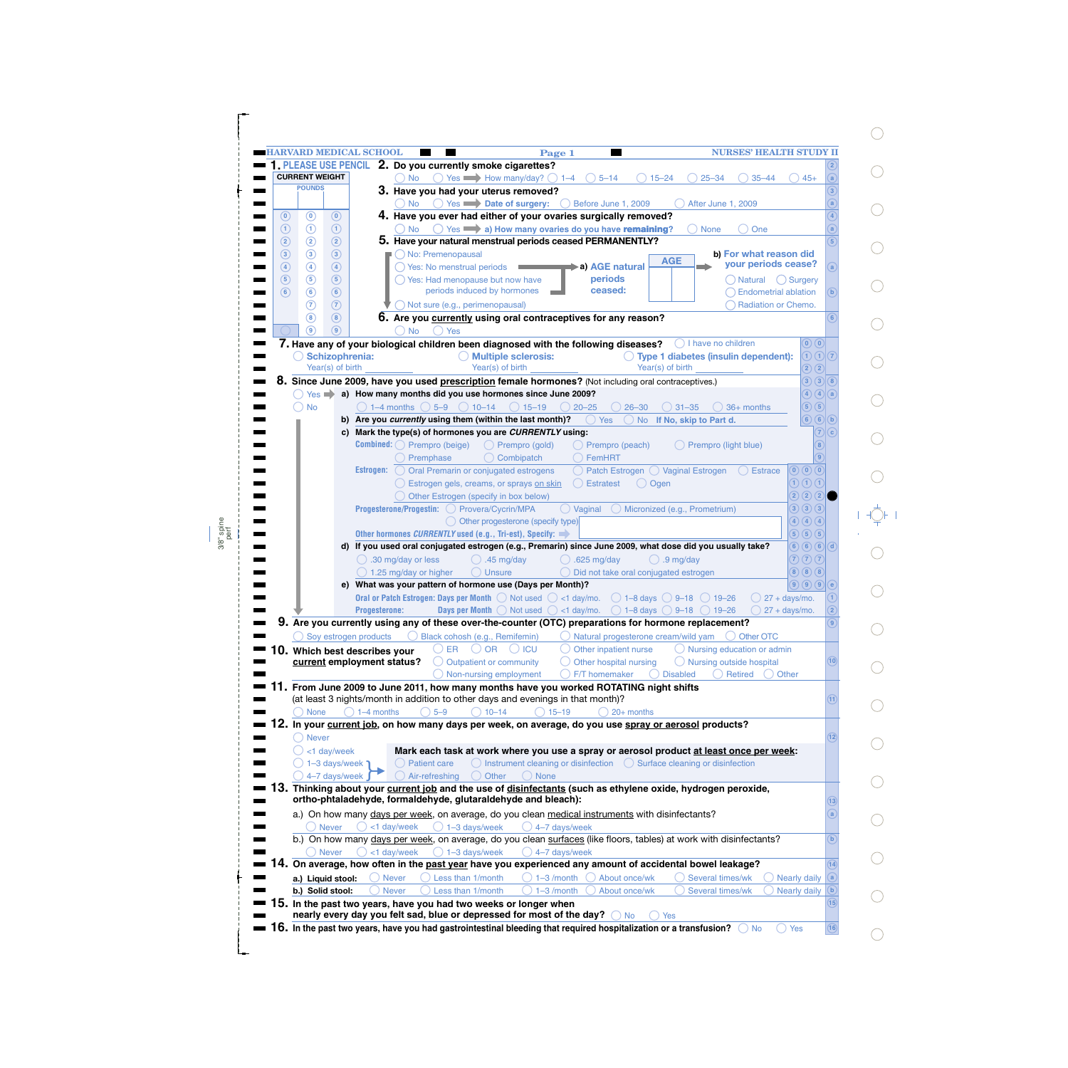HARVARD MEDICAL SCHOOL — NURSES' HEALTH STUDY II

**1.** PLEASE USE PENCIL

CURRENT WEIGHT
POUNDS

| | | |
|---|---|---|
| 0 | 0 | 0 |
| 1 | 1 | 1 |
| 2 | 2 | 2 |
| 3 | 3 | 3 |
| 4 | 4 | 4 |
| 5 | 5 | 5 |
| 6 | 6 | 6 |
| | 7 | 7 |
| | 8 | 8 |
| | 9 | 9 |

**2. Do you currently smoke cigarettes?**
◯ No ◯ Yes ➡ How many/day? ◯ 1–4 ◯ 5–14 ◯ 15–24 ◯ 25–34 ◯ 35–44 ◯ 45+

**3. Have you had your uterus removed?**
◯ No ◯ Yes ➡ Date of surgery: ◯ Before June 1, 2009 ◯ After June 1, 2009

**4. Have you ever had either of your ovaries surgically removed?**
◯ No ◯ Yes ➡ a) How many ovaries do you have remaining? ◯ None ◯ One

**5. Have your natural menstrual periods ceased PERMANENTLY?**
◯ No: Premenopausal
◯ Yes: No menstrual periods
◯ Yes: Had menopause but now have periods induced by hormones
◯ Not sure (e.g., perimenopausal)

a) AGE natural periods ceased: AGE ___

b) For what reason did your periods cease?
◯ Natural ◯ Surgery
◯ Endometrial ablation
◯ Radiation or Chemo.

**6. Are you currently using oral contraceptives for any reason?**
◯ No ◯ Yes

**7. Have any of your biological children been diagnosed with the following diseases?** ◯ I have no children
◯ Schizophrenia: Year(s) of birth ________
◯ Multiple sclerosis: Year(s) of birth ________
◯ Type 1 diabetes (insulin dependent): Year(s) of birth ________

**8. Since June 2009, have you used prescription female hormones?** (Not including oral contraceptives.)
◯ Yes ➡ ◯ No

**a) How many months did you use hormones since June 2009?**
◯ 1–4 months ◯ 5–9 ◯ 10–14 ◯ 15–19 ◯ 20–25 ◯ 26–30 ◯ 31–35 ◯ 36+ months

**b) Are you *currently* using them (within the last month)?** ◯ Yes ◯ No **If No, skip to Part d.**

**c) Mark the type(s) of hormones you are *CURRENTLY* using:**

**Combined:** ◯ Prempro (beige) ◯ Prempro (gold) ◯ Prempro (peach) ◯ Prempro (light blue) ◯ Premphase ◯ Combipatch ◯ FemHRT

**Estrogen:** ◯ Oral Premarin or conjugated estrogens ◯ Patch Estrogen ◯ Vaginal Estrogen ◯ Estrace ◯ Estrogen gels, creams, or sprays on skin ◯ Estratest ◯ Ogen ◯ Other Estrogen (specify in box below)

**Progesterone/Progestin:** ◯ Provera/Cycrin/MPA ◯ Vaginal ◯ Micronized (e.g., Prometrium) ◯ Other progesterone (specify type)

**Other hormones *CURRENTLY* used (e.g., Tri-est), Specify:** ➡ ________

**d) If you used oral conjugated estrogen (e.g., Premarin) since June 2009, what dose did you usually take?**
◯ .30 mg/day or less ◯ .45 mg/day ◯ .625 mg/day ◯ .9 mg/day
◯ 1.25 mg/day or higher ◯ Unsure ◯ Did not take oral conjugated estrogen

**e) What was your pattern of hormone use (Days per Month)?**

| | | | | | | |
|---|---|---|---|---|---|---|
| **Oral or Patch Estrogen: Days per Month** | ◯ Not used | ◯ <1 day/mo. | ◯ 1–8 days | ◯ 9–18 | ◯ 19–26 | ◯ 27 + days/mo. |
| **Progesterone: Days per Month** | ◯ Not used | ◯ <1 day/mo. | ◯ 1–8 days | ◯ 9–18 | ◯ 19–26 | ◯ 27 + days/mo. |

**9. Are you currently using any of these over-the-counter (OTC) preparations for hormone replacement?**
◯ Soy estrogen products ◯ Black cohosh (e.g., Remifemin) ◯ Natural progesterone cream/wild yam ◯ Other OTC

**10. Which best describes your current employment status?**
◯ ER ◯ OR ◯ ICU ◯ Other inpatient nurse ◯ Nursing education or admin
◯ Outpatient or community ◯ Other hospital nursing ◯ Nursing outside hospital
◯ Non-nursing employment ◯ F/T homemaker ◯ Disabled ◯ Retired ◯ Other

**11. From June 2009 to June 2011, how many months have you worked ROTATING night shifts** (at least 3 nights/month in addition to other days and evenings in that month)?
◯ None ◯ 1–4 months ◯ 5–9 ◯ 10–14 ◯ 15–19 ◯ 20+ months

**12. In your current job, on how many days per week, on average, do you use spray or aerosol products?**
◯ Never
◯ <1 day/week
◯ 1–3 days/week
◯ 4–7 days/week

**Mark each task at work where you use a spray or aerosol product at least once per week:**
◯ Patient care ◯ Instrument cleaning or disinfection ◯ Surface cleaning or disinfection
◯ Air-refreshing ◯ Other ◯ None

**13. Thinking about your current job and the use of disinfectants (such as ethylene oxide, hydrogen peroxide, ortho-phtaladehyde, formaldehyde, glutaraldehyde and bleach):**

a.) On how many days per week, on average, do you clean medical instruments with disinfectants?
◯ Never ◯ <1 day/week ◯ 1–3 days/week ◯ 4–7 days/week

b.) On how many days per week, on average, do you clean surfaces (like floors, tables) at work with disinfectants?
◯ Never ◯ <1 day/week ◯ 1–3 days/week ◯ 4–7 days/week

**14. On average, how often in the past year have you experienced any amount of accidental bowel leakage?**

| | | | | | | |
|---|---|---|---|---|---|---|
| **a.) Liquid stool:** | ◯ Never | ◯ Less than 1/month | ◯ 1–3 /month | ◯ About once/wk | ◯ Several times/wk | ◯ Nearly daily |
| **b.) Solid stool:** | ◯ Never | ◯ Less than 1/month | ◯ 1–3 /month | ◯ About once/wk | ◯ Several times/wk | ◯ Nearly daily |

**15. In the past two years, have you had two weeks or longer when nearly every day you felt sad, blue or depressed for most of the day?** ◯ No ◯ Yes

**16. In the past two years, have you had gastrointestinal bleeding that required hospitalization or a transfusion?** ◯ No ◯ Yes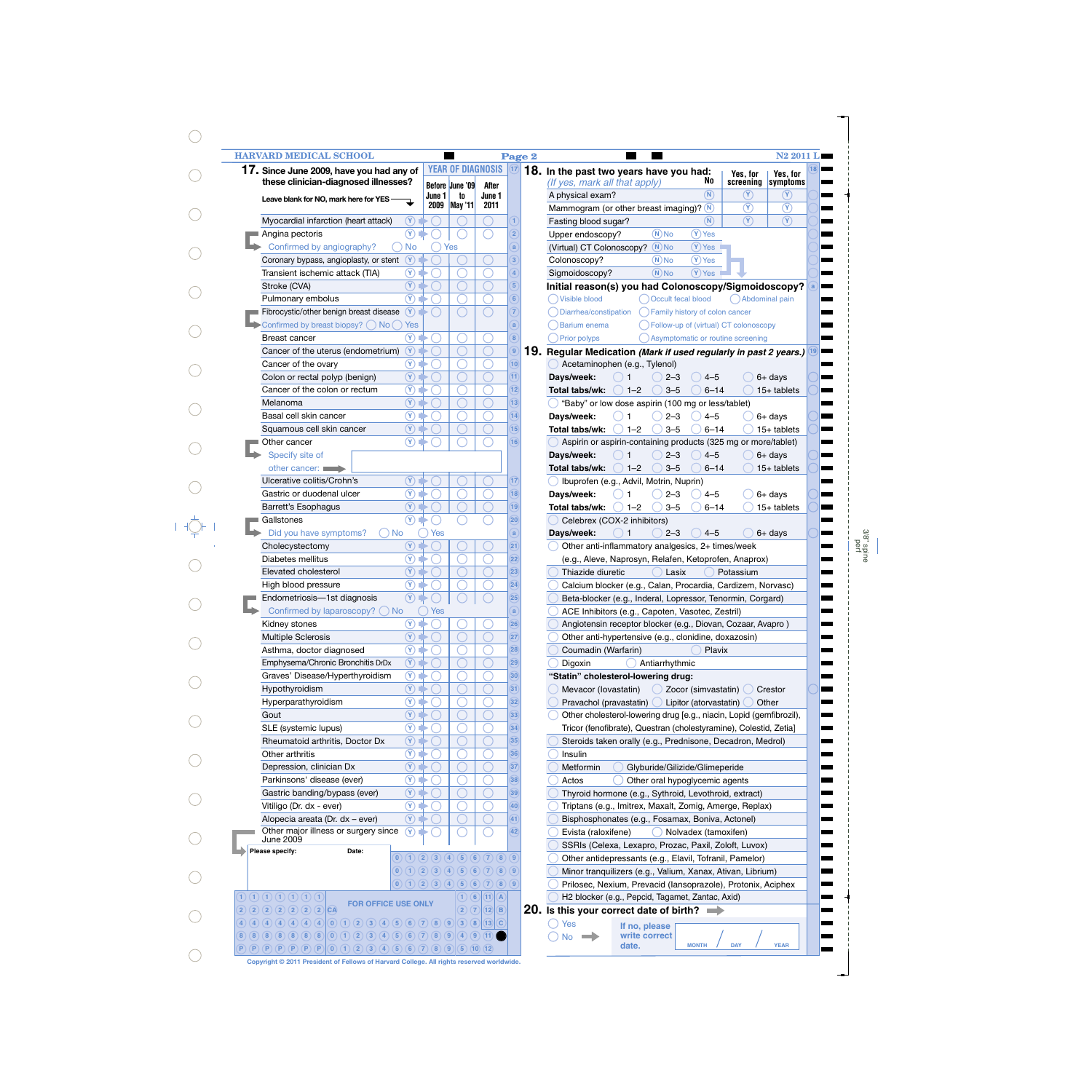**17.** **Since June 2009, have you had any of these clinician-diagnosed illnesses?**

Leave blank for NO, mark here for YES

| Illness | | YEAR OF DIAGNOSIS: Before June 1 2009 | June '09 to May '11 | After June 1 2011 |
|---|---|---|---|---|
| Myocardial infarction (heart attack) | Y | | | |
| Angina pectoris | Y | | | |
| Confirmed by angiography? ◯ No ◯ Yes | | | | |
| Coronary bypass, angioplasty, or stent | Y | | | |
| Transient ischemic attack (TIA) | Y | | | |
| Stroke (CVA) | Y | | | |
| Pulmonary embolus | Y | | | |
| Fibrocystic/other benign breast disease | Y | | | |
| Confirmed by breast biopsy? ◯ No ◯ Yes | | | | |
| Breast cancer | Y | | | |
| Cancer of the uterus (endometrium) | Y | | | |
| Cancer of the ovary | Y | | | |
| Colon or rectal polyp (benign) | Y | | | |
| Cancer of the colon or rectum | Y | | | |
| Melanoma | Y | | | |
| Basal cell skin cancer | Y | | | |
| Squamous cell skin cancer | Y | | | |
| Other cancer | Y | | | |
| Specify site of other cancer: | | | | |
| Ulcerative colitis/Crohn's | Y | | | |
| Gastric or duodenal ulcer | Y | | | |
| Barrett's Esophagus | Y | | | |
| Gallstones | Y | | | |
| Did you have symptoms? ◯ No ◯ Yes | | | | |
| Cholecystectomy | Y | | | |
| Diabetes mellitus | Y | | | |
| Elevated cholesterol | Y | | | |
| High blood pressure | Y | | | |
| Endometriosis—1st diagnosis | Y | | | |
| Confirmed by laparoscopy? ◯ No ◯ Yes | | | | |
| Kidney stones | Y | | | |
| Multiple Sclerosis | Y | | | |
| Asthma, doctor diagnosed | Y | | | |
| Emphysema/Chronic Bronchitis DrDx | Y | | | |
| Graves' Disease/Hyperthyroidism | Y | | | |
| Hypothyroidism | Y | | | |
| Hyperparathyroidism | Y | | | |
| Gout | Y | | | |
| SLE (systemic lupus) | Y | | | |
| Rheumatoid arthritis, Doctor Dx | Y | | | |
| Other arthritis | Y | | | |
| Depression, clinician Dx | Y | | | |
| Parkinsons' disease (ever) | Y | | | |
| Gastric banding/bypass (ever) | Y | | | |
| Vitiligo (Dr. dx - ever) | Y | | | |
| Alopecia areata (Dr. dx – ever) | Y | | | |
| Other major illness or surgery since June 2009 | Y | | | |

Please specify: Date:

FOR OFFICE USE ONLY

**18.** **In the past two years have you had:** *(If yes, mark all that apply)*

| | No | Yes, for screening | Yes, for symptoms |
|---|---|---|---|
| A physical exam? | N | Y | Y |
| Mammogram (or other breast imaging)? | N | Y | Y |
| Fasting blood sugar? | N | Y | Y |
| Upper endoscopy? | N No | Y Yes | |
| (Virtual) CT Colonoscopy? | N No | Y Yes | |
| Colonoscopy? | N No | Y Yes | |
| Sigmoidoscopy? | N No | Y Yes | |

**Initial reason(s) you had Colonoscopy/Sigmoidoscopy?**

◯ Visible blood ◯ Occult fecal blood ◯ Abdominal pain
◯ Diarrhea/constipation ◯ Family history of colon cancer
◯ Barium enema ◯ Follow-up of (virtual) CT colonoscopy
◯ Prior polyps ◯ Asymptomatic or routine screening

**19.** **Regular Medication** ***(Mark if used regularly in past 2 years.)***

◯ Acetaminophen (e.g., Tylenol)
**Days/week:** ◯ 1 ◯ 2–3 ◯ 4–5 ◯ 6+ days
**Total tabs/wk:** ◯ 1–2 ◯ 3–5 ◯ 6–14 ◯ 15+ tablets

◯ "Baby" or low dose aspirin (100 mg or less/tablet)
**Days/week:** ◯ 1 ◯ 2–3 ◯ 4–5 ◯ 6+ days
**Total tabs/wk:** ◯ 1–2 ◯ 3–5 ◯ 6–14 ◯ 15+ tablets

◯ Aspirin or aspirin-containing products (325 mg or more/tablet)
**Days/week:** ◯ 1 ◯ 2–3 ◯ 4–5 ◯ 6+ days
**Total tabs/wk:** ◯ 1–2 ◯ 3–5 ◯ 6–14 ◯ 15+ tablets

◯ Ibuprofen (e.g., Advil, Motrin, Nuprin)
**Days/week:** ◯ 1 ◯ 2–3 ◯ 4–5 ◯ 6+ days
**Total tabs/wk:** ◯ 1–2 ◯ 3–5 ◯ 6–14 ◯ 15+ tablets

◯ Celebrex (COX-2 inhibitors)
**Days/week:** ◯ 1 ◯ 2–3 ◯ 4–5 ◯ 6+ days

◯ Other anti-inflammatory analgesics, 2+ times/week (e.g., Aleve, Naprosyn, Relafen, Ketoprofen, Anaprox)
◯ Thiazide diuretic ◯ Lasix ◯ Potassium
◯ Calcium blocker (e.g., Calan, Procardia, Cardizem, Norvasc)
◯ Beta-blocker (e.g., Inderal, Lopressor, Tenormin, Corgard)
◯ ACE Inhibitors (e.g., Capoten, Vasotec, Zestril)
◯ Angiotensin receptor blocker (e.g., Diovan, Cozaar, Avapro )
◯ Other anti-hypertensive (e.g., clonidine, doxazosin)
◯ Coumadin (Warfarin) ◯ Plavix
◯ Digoxin ◯ Antiarrhythmic

**"Statin" cholesterol-lowering drug:**
◯ Mevacor (lovastatin) ◯ Zocor (simvastatin) ◯ Crestor
◯ Pravachol (pravastatin) ◯ Lipitor (atorvastatin) ◯ Other
◯ Other cholesterol-lowering drug [e.g., niacin, Lopid (gemfibrozil), Tricor (fenofibrate), Questran (cholestyramine), Colestid, Zetia]
◯ Steroids taken orally (e.g., Prednisone, Decadron, Medrol)
◯ Insulin
◯ Metformin ◯ Glyburide/Gilizide/Glimeperide
◯ Actos ◯ Other oral hypoglycemic agents
◯ Thyroid hormone (e.g., Sythroid, Levothroid, extract)
◯ Triptans (e.g., Imitrex, Maxalt, Zomig, Amerge, Replax)
◯ Bisphosphonates (e.g., Fosamax, Boniva, Actonel)
◯ Evista (raloxifene) ◯ Nolvadex (tamoxifen)
◯ SSRIs (Celexa, Lexapro, Prozac, Paxil, Zoloft, Luvox)
◯ Other antidepressants (e.g., Elavil, Tofranil, Pamelor)
◯ Minor tranquilizers (e.g., Valium, Xanax, Ativan, Librium)
◯ Prilosec, Nexium, Prevacid (lansoprazole), Protonix, Aciphex
◯ H2 blocker (e.g., Pepcid, Tagamet, Zantac, Axid)

**20.** **Is this your correct date of birth?**

◯ Yes
◯ No → If no, please write correct date. MONTH / DAY / YEAR

Copyright © 2011 President of Fellows of Harvard College. All rights reserved worldwide.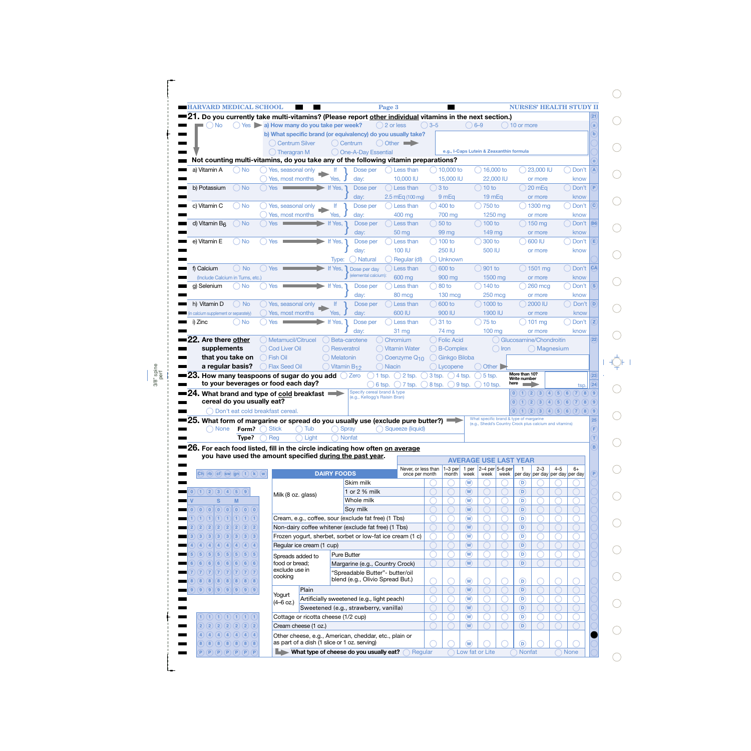HARVARD MEDICAL SCHOOL — NURSES' HEALTH STUDY II

**21.** Do you currently take multi-vitamins? (Please report other individual vitamins in the next section.)

No / Yes ▶ a) How many do you take per week? ◯ 2 or less ◯ 3–5 ◯ 6–9 ◯ 10 or more

b) What specific brand (or equivalency) do you usually take?

◯ Centrum Silver ◯ Centrum ◯ Other ▶ (e.g., I-Caps Lutein & Zeaxanthin formula)

◯ Theragran M ◯ One-A-Day Essential

Not counting multi-vitamins, do you take any of the following vitamin preparations?

| Vitamin | No | Yes | Dose per day | | | | | |
|---|---|---|---|---|---|---|---|---|
| a) Vitamin A | ◯ No | ◯ Yes, seasonal only ◯ Yes, most months | If Yes, Dose per day: | ◯ Less than 10,000 IU | ◯ 10,000 to 15,000 IU | ◯ 16,000 to 22,000 IU | ◯ 23,000 IU or more | ◯ Don't know |
| b) Potassium | ◯ No | ◯ Yes | If Yes, Dose per day: | ◯ Less than 2.5 mEq (100 mg) | ◯ 3 to 9 mEq | ◯ 10 to 19 mEq | ◯ 20 mEq or more | ◯ Don't know |
| c) Vitamin C | ◯ No | ◯ Yes, seasonal only ◯ Yes, most months | If Yes, Dose per day: | ◯ Less than 400 mg | ◯ 400 to 700 mg | ◯ 750 to 1250 mg | ◯ 1300 mg or more | ◯ Don't know |
| d) Vitamin $B_6$ | ◯ No | ◯ Yes | If Yes, Dose per day: | ◯ Less than 50 mg | ◯ 50 to 99 mg | ◯ 100 to 149 mg | ◯ 150 mg or more | ◯ Don't know |
| e) Vitamin E | ◯ No | ◯ Yes | If Yes, Dose per day: | ◯ Less than 100 IU | ◯ 100 to 250 IU | ◯ 300 to 500 IU | ◯ 600 IU or more | ◯ Don't know |
| | | | Type: | ◯ Natural | ◯ Regular (dl) | ◯ Unknown | | |
| f) Calcium (Include Calcium in Tums, etc.) | ◯ No | ◯ Yes | If Yes, Dose per day (elemental calcium): | ◯ Less than 600 mg | ◯ 600 to 900 mg | ◯ 901 to 1500 mg | ◯ 1501 mg or more | ◯ Don't know |
| g) Selenium | ◯ No | ◯ Yes | If Yes, Dose per day: | ◯ Less than 80 mcg | ◯ 80 to 130 mcg | ◯ 140 to 250 mcg | ◯ 260 mcg or more | ◯ Don't know |
| h) Vitamin D (in calcium supplement or separately) | ◯ No | ◯ Yes, seasonal only ◯ Yes, most months | If Yes, Dose per day: | ◯ Less than 600 IU | ◯ 600 to 900 IU | ◯ 1000 to 1900 IU | ◯ 2000 IU or more | ◯ Don't know |
| i) Zinc | ◯ No | ◯ Yes | If Yes, Dose per day: | ◯ Less than 31 mg | ◯ 31 to 74 mg | ◯ 75 to 100 mg | ◯ 101 mg or more | ◯ Don't know |

**22.** Are there other supplements that you take on a regular basis?

◯ Metamucil/Citrucel ◯ Beta-carotene ◯ Chromium ◯ Folic Acid ◯ Glucosamine/Chondroitin
◯ Cod Liver Oil ◯ Resveratrol ◯ Vitamin Water ◯ B-Complex ◯ Iron ◯ Magnesium
◯ Fish Oil ◯ Melatonin ◯ Coenzyme $Q_{10}$ ◯ Ginkgo Biloba
◯ Flax Seed Oil ◯ Vitamin $B_{12}$ ◯ Niacin ◯ Lycopene ◯ Other ▶

**23.** How many teaspoons of sugar do you add to your beverages or food each day?

◯ Zero ◯ 1 tsp. ◯ 2 tsp. ◯ 3 tsp. ◯ 4 tsp. ◯ 5 tsp. ◯ 6 tsp. ◯ 7 tsp. ◯ 8 tsp. ◯ 9 tsp. ◯ 10 tsp.

More than 10? Write number here ▶ ____ tsp.

**24.** What brand and type of cold breakfast cereal do you usually eat? ▶ Specify cereal brand & type (e.g., Kellogg's Raisin Bran)

◯ Don't eat cold breakfast cereal.

**25.** What form of margarine or spread do you usually use (exclude pure butter)? ▶ What specific brand & type of margarine (e.g., Shedd's Country Crock plus calcium and vitamins)

◯ None **Form?** ◯ Stick ◯ Tub ◯ Spray ◯ Squeeze (liquid)

**Type?** ◯ Reg ◯ Light ◯ Nonfat

**26.** For each food listed, fill in the circle indicating how often on average you have used the amount specified during the past year.

| DAIRY FOODS | | Never, or less than once per month | 1–3 per month | 1 per week | 2–4 per week | 5–6 per week | 1 per day | 2–3 per day | 4–5 per day | 6+ per day |
|---|---|---|---|---|---|---|---|---|---|---|
| Milk (8 oz. glass) | Skim milk | ◯ | ◯ | ◯ | ◯ | ◯ | ◯ | ◯ | ◯ | ◯ |
| | 1 or 2 % milk | ◯ | ◯ | ◯ | ◯ | ◯ | ◯ | ◯ | ◯ | ◯ |
| | Whole milk | ◯ | ◯ | ◯ | ◯ | ◯ | ◯ | ◯ | ◯ | ◯ |
| | Soy milk | ◯ | ◯ | ◯ | ◯ | ◯ | ◯ | ◯ | ◯ | ◯ |
| Cream, e.g., coffee, sour (exclude fat free) (1 Tbs) | | ◯ | ◯ | ◯ | ◯ | ◯ | ◯ | ◯ | ◯ | ◯ |
| Non-dairy coffee whitener (exclude fat free) (1 Tbs) | | ◯ | ◯ | ◯ | ◯ | ◯ | ◯ | ◯ | ◯ | ◯ |
| Frozen yogurt, sherbet, sorbet or low-fat ice cream (1 c) | | ◯ | ◯ | ◯ | ◯ | ◯ | ◯ | ◯ | ◯ | ◯ |
| Regular ice cream (1 cup) | | ◯ | ◯ | ◯ | ◯ | ◯ | ◯ | ◯ | ◯ | ◯ |
| Spreads added to food or bread; exclude use in cooking | Pure Butter | ◯ | ◯ | ◯ | ◯ | ◯ | ◯ | ◯ | ◯ | ◯ |
| | Margarine (e.g., Country Crock) | ◯ | ◯ | ◯ | ◯ | ◯ | ◯ | ◯ | ◯ | ◯ |
| | "Spreadable Butter"- butter/oil blend (e.g., Olivio Spread But.) | ◯ | ◯ | ◯ | ◯ | ◯ | ◯ | ◯ | ◯ | ◯ |
| Yogurt (4–6 oz.) | Plain | ◯ | ◯ | ◯ | ◯ | ◯ | ◯ | ◯ | ◯ | ◯ |
| | Artificially sweetened (e.g., light peach) | ◯ | ◯ | ◯ | ◯ | ◯ | ◯ | ◯ | ◯ | ◯ |
| | Sweetened (e.g., strawberry, vanilla) | ◯ | ◯ | ◯ | ◯ | ◯ | ◯ | ◯ | ◯ | ◯ |
| Cottage or ricotta cheese (1/2 cup) | | ◯ | ◯ | ◯ | ◯ | ◯ | ◯ | ◯ | ◯ | ◯ |
| Cream cheese (1 oz.) | | ◯ | ◯ | ◯ | ◯ | ◯ | ◯ | ◯ | ◯ | ◯ |
| Other cheese, e.g., American, cheddar, etc., plain or as part of a dish (1 slice or 1 oz. serving) | | ◯ | ◯ | ◯ | ◯ | ◯ | ◯ | ◯ | ◯ | ◯ |

What type of cheese do you usually eat? ◯ Regular ◯ Low fat or Lite ◯ Nonfat ◯ None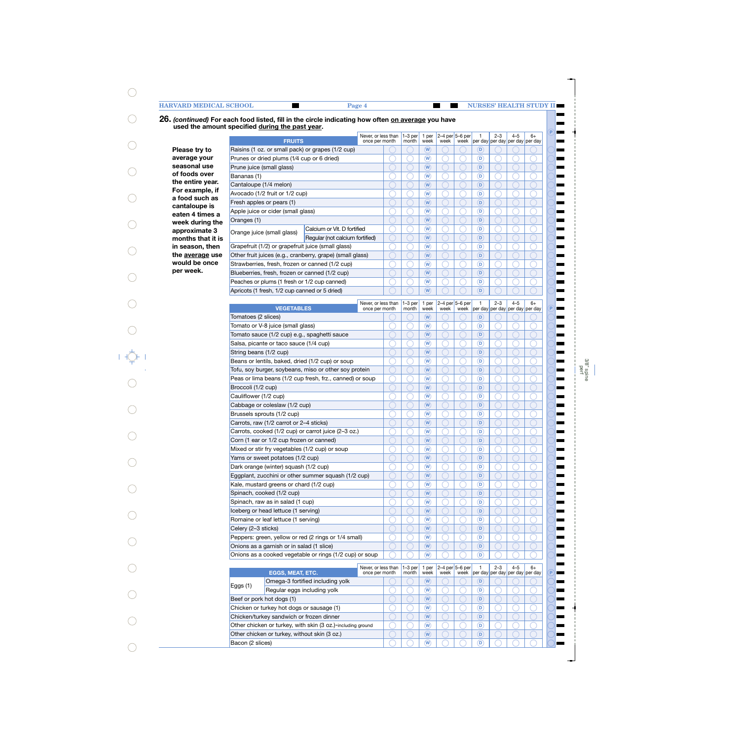**26.** ***(continued)*** **For each food listed, fill in the circle indicating how often on average you have used the amount specified during the past year.**

**Please try to average your seasonal use of foods over the entire year. For example, if a food such as cantaloupe is eaten 4 times a week during the approximate 3 months that it is in season, then the average use would be once per week.**

| FRUITS | | Never, or less than once per month | 1–3 per month | 1 per week | 2–4 per week | 5–6 per week | 1 per day | 2–3 per day | 4–5 per day | 6+ per day |
|---|---|---|---|---|---|---|---|---|---|---|
| Raisins (1 oz. or small pack) or grapes (1/2 cup) | | ○ | ○ | W | ○ | ○ | D | ○ | ○ | ○ |
| Prunes or dried plums (1/4 cup or 6 dried) | | ○ | ○ | W | ○ | ○ | D | ○ | ○ | ○ |
| Prune juice (small glass) | | ○ | ○ | W | ○ | ○ | D | ○ | ○ | ○ |
| Bananas (1) | | ○ | ○ | W | ○ | ○ | D | ○ | ○ | ○ |
| Cantaloupe (1/4 melon) | | ○ | ○ | W | ○ | ○ | D | ○ | ○ | ○ |
| Avocado (1/2 fruit or 1/2 cup) | | ○ | ○ | W | ○ | ○ | D | ○ | ○ | ○ |
| Fresh apples or pears (1) | | ○ | ○ | W | ○ | ○ | D | ○ | ○ | ○ |
| Apple juice or cider (small glass) | | ○ | ○ | W | ○ | ○ | D | ○ | ○ | ○ |
| Oranges (1) | | ○ | ○ | W | ○ | ○ | D | ○ | ○ | ○ |
| Orange juice (small glass) | Calcium or Vit. D fortified | ○ | ○ | W | ○ | ○ | D | ○ | ○ | ○ |
| | Regular (not calcium fortified) | ○ | ○ | W | ○ | ○ | D | ○ | ○ | ○ |
| Grapefruit (1/2) or grapefruit juice (small glass) | | ○ | ○ | W | ○ | ○ | D | ○ | ○ | ○ |
| Other fruit juices (e.g., cranberry, grape) (small glass) | | ○ | ○ | W | ○ | ○ | D | ○ | ○ | ○ |
| Strawberries, fresh, frozen or canned (1/2 cup) | | ○ | ○ | W | ○ | ○ | D | ○ | ○ | ○ |
| Blueberries, fresh, frozen or canned (1/2 cup) | | ○ | ○ | W | ○ | ○ | D | ○ | ○ | ○ |
| Peaches or plums (1 fresh or 1/2 cup canned) | | ○ | ○ | W | ○ | ○ | D | ○ | ○ | ○ |
| Apricots (1 fresh, 1/2 cup canned or 5 dried) | | ○ | ○ | W | ○ | ○ | D | ○ | ○ | ○ |

| VEGETABLES | Never, or less than once per month | 1–3 per month | 1 per week | 2–4 per week | 5–6 per week | 1 per day | 2–3 per day | 4–5 per day | 6+ per day |
|---|---|---|---|---|---|---|---|---|---|
| Tomatoes (2 slices) | ○ | ○ | W | ○ | ○ | D | ○ | ○ | ○ |
| Tomato or V-8 juice (small glass) | ○ | ○ | W | ○ | ○ | D | ○ | ○ | ○ |
| Tomato sauce (1/2 cup) e.g., spaghetti sauce | ○ | ○ | W | ○ | ○ | D | ○ | ○ | ○ |
| Salsa, picante or taco sauce (1/4 cup) | ○ | ○ | W | ○ | ○ | D | ○ | ○ | ○ |
| String beans (1/2 cup) | ○ | ○ | W | ○ | ○ | D | ○ | ○ | ○ |
| Beans or lentils, baked, dried (1/2 cup) or soup | ○ | ○ | W | ○ | ○ | D | ○ | ○ | ○ |
| Tofu, soy burger, soybeans, miso or other soy protein | ○ | ○ | W | ○ | ○ | D | ○ | ○ | ○ |
| Peas or lima beans (1/2 cup fresh, frz., canned) or soup | ○ | ○ | W | ○ | ○ | D | ○ | ○ | ○ |
| Broccoli (1/2 cup) | ○ | ○ | W | ○ | ○ | D | ○ | ○ | ○ |
| Cauliflower (1/2 cup) | ○ | ○ | W | ○ | ○ | D | ○ | ○ | ○ |
| Cabbage or coleslaw (1/2 cup) | ○ | ○ | W | ○ | ○ | D | ○ | ○ | ○ |
| Brussels sprouts (1/2 cup) | ○ | ○ | W | ○ | ○ | D | ○ | ○ | ○ |
| Carrots, raw (1/2 carrot or 2–4 sticks) | ○ | ○ | W | ○ | ○ | D | ○ | ○ | ○ |
| Carrots, cooked (1/2 cup) or carrot juice (2–3 oz.) | ○ | ○ | W | ○ | ○ | D | ○ | ○ | ○ |
| Corn (1 ear or 1/2 cup frozen or canned) | ○ | ○ | W | ○ | ○ | D | ○ | ○ | ○ |
| Mixed or stir fry vegetables (1/2 cup) or soup | ○ | ○ | W | ○ | ○ | D | ○ | ○ | ○ |
| Yams or sweet potatoes (1/2 cup) | ○ | ○ | W | ○ | ○ | D | ○ | ○ | ○ |
| Dark orange (winter) squash (1/2 cup) | ○ | ○ | W | ○ | ○ | D | ○ | ○ | ○ |
| Eggplant, zucchini or other summer squash (1/2 cup) | ○ | ○ | W | ○ | ○ | D | ○ | ○ | ○ |
| Kale, mustard greens or chard (1/2 cup) | ○ | ○ | W | ○ | ○ | D | ○ | ○ | ○ |
| Spinach, cooked (1/2 cup) | ○ | ○ | W | ○ | ○ | D | ○ | ○ | ○ |
| Spinach, raw as in salad (1 cup) | ○ | ○ | W | ○ | ○ | D | ○ | ○ | ○ |
| Iceberg or head lettuce (1 serving) | ○ | ○ | W | ○ | ○ | D | ○ | ○ | ○ |
| Romaine or leaf lettuce (1 serving) | ○ | ○ | W | ○ | ○ | D | ○ | ○ | ○ |
| Celery (2–3 sticks) | ○ | ○ | W | ○ | ○ | D | ○ | ○ | ○ |
| Peppers: green, yellow or red (2 rings or 1/4 small) | ○ | ○ | W | ○ | ○ | D | ○ | ○ | ○ |
| Onions as a garnish or in salad (1 slice) | ○ | ○ | W | ○ | ○ | D | ○ | ○ | ○ |
| Onions as a cooked vegetable or rings (1/2 cup) or soup | ○ | ○ | W | ○ | ○ | D | ○ | ○ | ○ |

| EGGS, MEAT, ETC. | | Never, or less than once per month | 1–3 per month | 1 per week | 2–4 per week | 5–6 per week | 1 per day | 2–3 per day | 4–5 per day | 6+ per day |
|---|---|---|---|---|---|---|---|---|---|---|
| Eggs (1) | Omega-3 fortified including yolk | ○ | ○ | W | ○ | ○ | D | ○ | ○ | ○ |
| | Regular eggs including yolk | ○ | ○ | W | ○ | ○ | D | ○ | ○ | ○ |
| Beef or pork hot dogs (1) | | ○ | ○ | W | ○ | ○ | D | ○ | ○ | ○ |
| Chicken or turkey hot dogs or sausage (1) | | ○ | ○ | W | ○ | ○ | D | ○ | ○ | ○ |
| Chicken/turkey sandwich or frozen dinner | | ○ | ○ | W | ○ | ○ | D | ○ | ○ | ○ |
| Other chicken or turkey, with skin (3 oz.)-including ground | | ○ | ○ | W | ○ | ○ | D | ○ | ○ | ○ |
| Other chicken or turkey, without skin (3 oz.) | | ○ | ○ | W | ○ | ○ | D | ○ | ○ | ○ |
| Bacon (2 slices) | | ○ | ○ | W | ○ | ○ | D | ○ | ○ | ○ |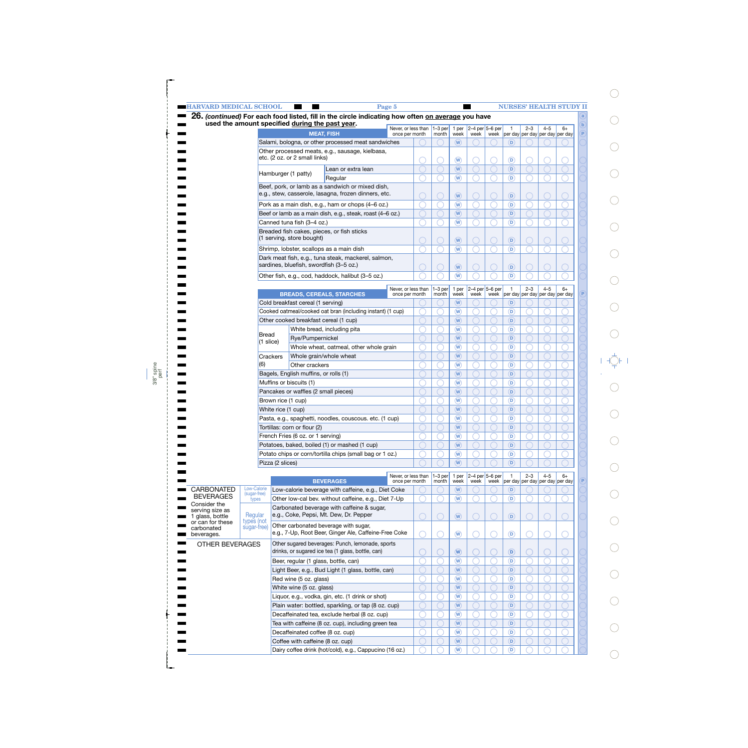**26.** ***(continued)*** **For each food listed, fill in the circle indicating how often on average you have used the amount specified during the past year.**

| MEAT, FISH | | Never, or less than once per month | 1–3 per month | 1 per week | 2–4 per week | 5–6 per week | 1 per day | 2–3 per day | 4–5 per day | 6+ per day |
|---|---|---|---|---|---|---|---|---|---|---|
| Salami, bologna, or other processed meat sandwiches | | ○ | ○ | Ⓦ | ○ | ○ | Ⓓ | ○ | ○ | ○ |
| Other processed meats, e.g., sausage, kielbasa, etc. (2 oz. or 2 small links) | | ○ | ○ | Ⓦ | ○ | ○ | Ⓓ | ○ | ○ | ○ |
| Hamburger (1 patty) | Lean or extra lean | ○ | ○ | Ⓦ | ○ | ○ | Ⓓ | ○ | ○ | ○ |
| | Regular | ○ | ○ | Ⓦ | ○ | ○ | Ⓓ | ○ | ○ | ○ |
| Beef, pork, or lamb as a sandwich or mixed dish, e.g., stew, casserole, lasagna, frozen dinners, etc. | | ○ | ○ | Ⓦ | ○ | ○ | Ⓓ | ○ | ○ | ○ |
| Pork as a main dish, e.g., ham or chops (4–6 oz.) | | ○ | ○ | Ⓦ | ○ | ○ | Ⓓ | ○ | ○ | ○ |
| Beef or lamb as a main dish, e.g., steak, roast (4–6 oz.) | | ○ | ○ | Ⓦ | ○ | ○ | Ⓓ | ○ | ○ | ○ |
| Canned tuna fish (3–4 oz.) | | ○ | ○ | Ⓦ | ○ | ○ | Ⓓ | ○ | ○ | ○ |
| Breaded fish cakes, pieces, or fish sticks (1 serving, store bought) | | ○ | ○ | Ⓦ | ○ | ○ | Ⓓ | ○ | ○ | ○ |
| Shrimp, lobster, scallops as a main dish | | ○ | ○ | Ⓦ | ○ | ○ | Ⓓ | ○ | ○ | ○ |
| Dark meat fish, e.g., tuna steak, mackerel, salmon, sardines, bluefish, swordfish (3–5 oz.) | | ○ | ○ | Ⓦ | ○ | ○ | Ⓓ | ○ | ○ | ○ |
| Other fish, e.g., cod, haddock, halibut (3–5 oz.) | | ○ | ○ | Ⓦ | ○ | ○ | Ⓓ | ○ | ○ | ○ |

| BREADS, CEREALS, STARCHES | | Never, or less than once per month | 1–3 per month | 1 per week | 2–4 per week | 5–6 per week | 1 per day | 2–3 per day | 4–5 per day | 6+ per day |
|---|---|---|---|---|---|---|---|---|---|---|
| Cold breakfast cereal (1 serving) | | ○ | ○ | Ⓦ | ○ | ○ | Ⓓ | ○ | ○ | ○ |
| Cooked oatmeal/cooked oat bran (including instant) (1 cup) | | ○ | ○ | Ⓦ | ○ | ○ | Ⓓ | ○ | ○ | ○ |
| Other cooked breakfast cereal (1 cup) | | ○ | ○ | Ⓦ | ○ | ○ | Ⓓ | ○ | ○ | ○ |
| Bread (1 slice) | White bread, including pita | ○ | ○ | Ⓦ | ○ | ○ | Ⓓ | ○ | ○ | ○ |
| | Rye/Pumpernickel | ○ | ○ | Ⓦ | ○ | ○ | Ⓓ | ○ | ○ | ○ |
| | Whole wheat, oatmeal, other whole grain | ○ | ○ | Ⓦ | ○ | ○ | Ⓓ | ○ | ○ | ○ |
| Crackers (6) | Whole grain/whole wheat | ○ | ○ | Ⓦ | ○ | ○ | Ⓓ | ○ | ○ | ○ |
| | Other crackers | ○ | ○ | Ⓦ | ○ | ○ | Ⓓ | ○ | ○ | ○ |
| Bagels, English muffins, or rolls (1) | | ○ | ○ | Ⓦ | ○ | ○ | Ⓓ | ○ | ○ | ○ |
| Muffins or biscuits (1) | | ○ | ○ | Ⓦ | ○ | ○ | Ⓓ | ○ | ○ | ○ |
| Pancakes or waffles (2 small pieces) | | ○ | ○ | Ⓦ | ○ | ○ | Ⓓ | ○ | ○ | ○ |
| Brown rice (1 cup) | | ○ | ○ | Ⓦ | ○ | ○ | Ⓓ | ○ | ○ | ○ |
| White rice (1 cup) | | ○ | ○ | Ⓦ | ○ | ○ | Ⓓ | ○ | ○ | ○ |
| Pasta, e.g., spaghetti, noodles, couscous. etc. (1 cup) | | ○ | ○ | Ⓦ | ○ | ○ | Ⓓ | ○ | ○ | ○ |
| Tortillas: corn or flour (2) | | ○ | ○ | Ⓦ | ○ | ○ | Ⓓ | ○ | ○ | ○ |
| French Fries (6 oz. or 1 serving) | | ○ | ○ | Ⓦ | ○ | ○ | Ⓓ | ○ | ○ | ○ |
| Potatoes, baked, boiled (1) or mashed (1 cup) | | ○ | ○ | Ⓦ | ○ | ○ | Ⓓ | ○ | ○ | ○ |
| Potato chips or corn/tortilla chips (small bag or 1 oz.) | | ○ | ○ | Ⓦ | ○ | ○ | Ⓓ | ○ | ○ | ○ |
| Pizza (2 slices) | | ○ | ○ | Ⓦ | ○ | ○ | Ⓓ | ○ | ○ | ○ |

| | | BEVERAGES | Never, or less than once per month | 1–3 per month | 1 per week | 2–4 per week | 5–6 per week | 1 per day | 2–3 per day | 4–5 per day | 6+ per day |
|---|---|---|---|---|---|---|---|---|---|---|---|
| CARBONATED BEVERAGES Consider the serving size as 1 glass, bottle or can for these carbonated beverages. | Low-Calorie (sugar-free) types | Low-calorie beverage with caffeine, e.g., Diet Coke | ○ | ○ | Ⓦ | ○ | ○ | Ⓓ | ○ | ○ | ○ |
| | | Other low-cal bev. without caffeine, e.g., Diet 7-Up | ○ | ○ | Ⓦ | ○ | ○ | Ⓓ | ○ | ○ | ○ |
| | Regular types (not sugar-free) | Carbonated beverage with caffeine & sugar, e.g., Coke, Pepsi, Mt. Dew, Dr. Pepper | ○ | ○ | Ⓦ | ○ | ○ | Ⓓ | ○ | ○ | ○ |
| | | Other carbonated beverage with sugar, e.g., 7-Up, Root Beer, Ginger Ale, Caffeine-Free Coke | ○ | ○ | Ⓦ | ○ | ○ | Ⓓ | ○ | ○ | ○ |
| OTHER BEVERAGES | | Other sugared beverages: Punch, lemonade, sports drinks, or sugared ice tea (1 glass, bottle, can) | ○ | ○ | Ⓦ | ○ | ○ | Ⓓ | ○ | ○ | ○ |
| | | Beer, regular (1 glass, bottle, can) | ○ | ○ | Ⓦ | ○ | ○ | Ⓓ | ○ | ○ | ○ |
| | | Light Beer, e.g., Bud Light (1 glass, bottle, can) | ○ | ○ | Ⓦ | ○ | ○ | Ⓓ | ○ | ○ | ○ |
| | | Red wine (5 oz. glass) | ○ | ○ | Ⓦ | ○ | ○ | Ⓓ | ○ | ○ | ○ |
| | | White wine (5 oz. glass) | ○ | ○ | Ⓦ | ○ | ○ | Ⓓ | ○ | ○ | ○ |
| | | Liquor, e.g., vodka, gin, etc. (1 drink or shot) | ○ | ○ | Ⓦ | ○ | ○ | Ⓓ | ○ | ○ | ○ |
| | | Plain water: bottled, sparkling, or tap (8 oz. cup) | ○ | ○ | Ⓦ | ○ | ○ | Ⓓ | ○ | ○ | ○ |
| | | Decaffeinated tea, exclude herbal (8 oz. cup) | ○ | ○ | Ⓦ | ○ | ○ | Ⓓ | ○ | ○ | ○ |
| | | Tea with caffeine (8 oz. cup), including green tea | ○ | ○ | Ⓦ | ○ | ○ | Ⓓ | ○ | ○ | ○ |
| | | Decaffeinated coffee (8 oz. cup) | ○ | ○ | Ⓦ | ○ | ○ | Ⓓ | ○ | ○ | ○ |
| | | Coffee with caffeine (8 oz. cup) | ○ | ○ | Ⓦ | ○ | ○ | Ⓓ | ○ | ○ | ○ |
| | | Dairy coffee drink (hot/cold), e.g., Cappucino (16 oz.) | ○ | ○ | Ⓦ | ○ | ○ | Ⓓ | ○ | ○ | ○ |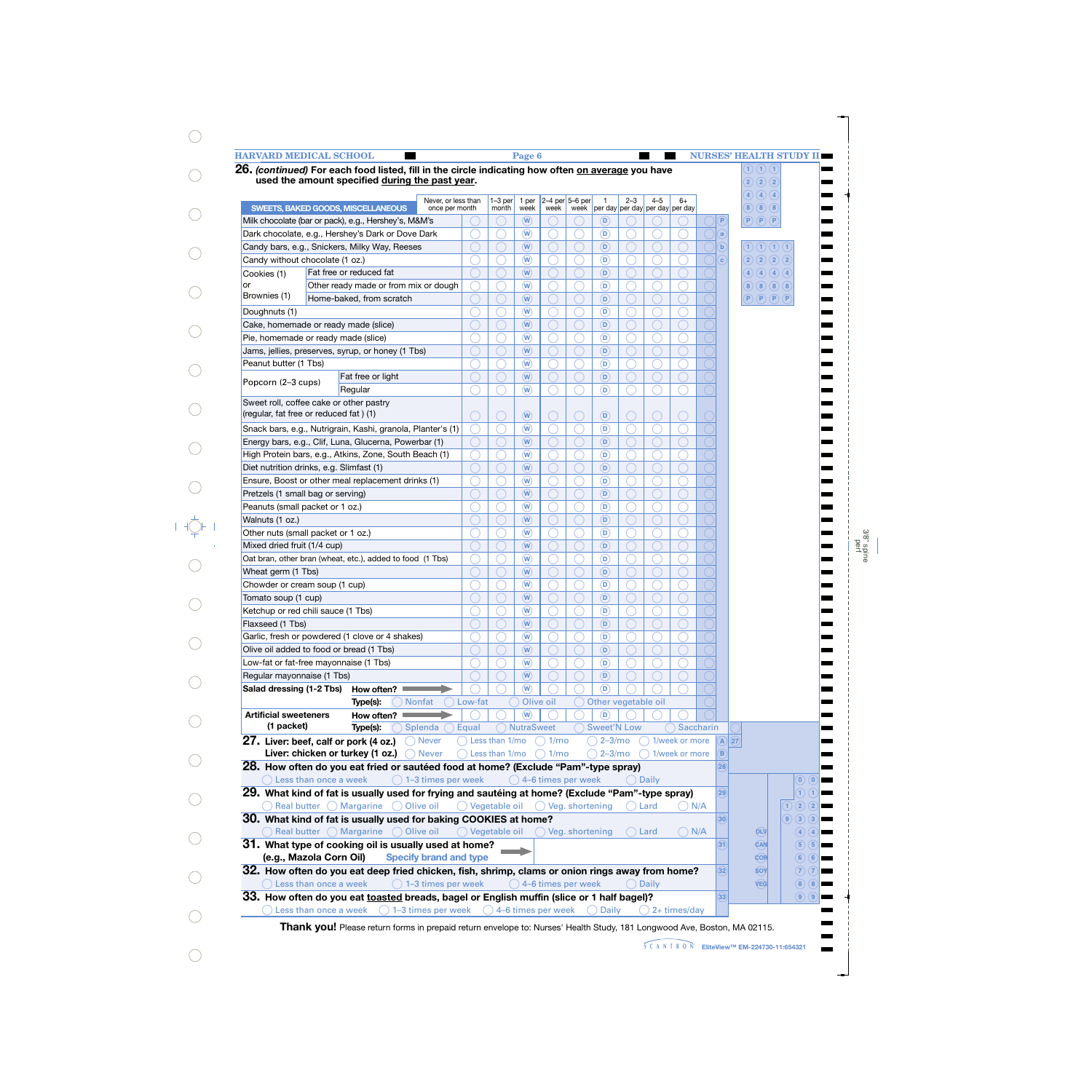**26.** *(continued)* For each food listed, fill in the circle indicating how often on average you have used the amount specified during the past year.

| SWEETS, BAKED GOODS, MISCELLANEOUS | | Never, or less than once per month | 1–3 per month | 1 per week | 2–4 per week | 5–6 per week | 1 per day | 2–3 per day | 4–5 per day | 6+ per day |
|---|---|---|---|---|---|---|---|---|---|---|
| Milk chocolate (bar or pack), e.g., Hershey's, M&M's | | ○ | ○ | W | ○ | ○ | D | ○ | ○ | ○ |
| Dark chocolate, e.g., Hershey's Dark or Dove Dark | | ○ | ○ | W | ○ | ○ | D | ○ | ○ | ○ |
| Candy bars, e.g., Snickers, Milky Way, Reeses | | ○ | ○ | W | ○ | ○ | D | ○ | ○ | ○ |
| Candy without chocolate (1 oz.) | | ○ | ○ | W | ○ | ○ | D | ○ | ○ | ○ |
| Cookies (1) or Brownies (1) | Fat free or reduced fat | ○ | ○ | W | ○ | ○ | D | ○ | ○ | ○ |
| | Other ready made or from mix or dough | ○ | ○ | W | ○ | ○ | D | ○ | ○ | ○ |
| | Home-baked, from scratch | ○ | ○ | W | ○ | ○ | D | ○ | ○ | ○ |
| Doughnuts (1) | | ○ | ○ | W | ○ | ○ | D | ○ | ○ | ○ |
| Cake, homemade or ready made (slice) | | ○ | ○ | W | ○ | ○ | D | ○ | ○ | ○ |
| Pie, homemade or ready made (slice) | | ○ | ○ | W | ○ | ○ | D | ○ | ○ | ○ |
| Jams, jellies, preserves, syrup, or honey (1 Tbs) | | ○ | ○ | W | ○ | ○ | D | ○ | ○ | ○ |
| Peanut butter (1 Tbs) | | ○ | ○ | W | ○ | ○ | D | ○ | ○ | ○ |
| Popcorn (2–3 cups) | Fat free or light | ○ | ○ | W | ○ | ○ | D | ○ | ○ | ○ |
| | Regular | ○ | ○ | W | ○ | ○ | D | ○ | ○ | ○ |
| Sweet roll, coffee cake or other pastry (regular, fat free or reduced fat ) (1) | | ○ | ○ | W | ○ | ○ | D | ○ | ○ | ○ |
| Snack bars, e.g., Nutrigrain, Kashi, granola, Planter's (1) | | ○ | ○ | W | ○ | ○ | D | ○ | ○ | ○ |
| Energy bars, e.g., Clif, Luna, Glucerna, Powerbar (1) | | ○ | ○ | W | ○ | ○ | D | ○ | ○ | ○ |
| High Protein bars, e.g., Atkins, Zone, South Beach (1) | | ○ | ○ | W | ○ | ○ | D | ○ | ○ | ○ |
| Diet nutrition drinks, e.g. Slimfast (1) | | ○ | ○ | W | ○ | ○ | D | ○ | ○ | ○ |
| Ensure, Boost or other meal replacement drinks (1) | | ○ | ○ | W | ○ | ○ | D | ○ | ○ | ○ |
| Pretzels (1 small bag or serving) | | ○ | ○ | W | ○ | ○ | D | ○ | ○ | ○ |
| Peanuts (small packet or 1 oz.) | | ○ | ○ | W | ○ | ○ | D | ○ | ○ | ○ |
| Walnuts (1 oz.) | | ○ | ○ | W | ○ | ○ | D | ○ | ○ | ○ |
| Other nuts (small packet or 1 oz.) | | ○ | ○ | W | ○ | ○ | D | ○ | ○ | ○ |
| Mixed dried fruit (1/4 cup) | | ○ | ○ | W | ○ | ○ | D | ○ | ○ | ○ |
| Oat bran, other bran (wheat, etc.), added to food (1 Tbs) | | ○ | ○ | W | ○ | ○ | D | ○ | ○ | ○ |
| Wheat germ (1 Tbs) | | ○ | ○ | W | ○ | ○ | D | ○ | ○ | ○ |
| Chowder or cream soup (1 cup) | | ○ | ○ | W | ○ | ○ | D | ○ | ○ | ○ |
| Tomato soup (1 cup) | | ○ | ○ | W | ○ | ○ | D | ○ | ○ | ○ |
| Ketchup or red chili sauce (1 Tbs) | | ○ | ○ | W | ○ | ○ | D | ○ | ○ | ○ |
| Flaxseed (1 Tbs) | | ○ | ○ | W | ○ | ○ | D | ○ | ○ | ○ |
| Garlic, fresh or powdered (1 clove or 4 shakes) | | ○ | ○ | W | ○ | ○ | D | ○ | ○ | ○ |
| Olive oil added to food or bread (1 Tbs) | | ○ | ○ | W | ○ | ○ | D | ○ | ○ | ○ |
| Low-fat or fat-free mayonnaise (1 Tbs) | | ○ | ○ | W | ○ | ○ | D | ○ | ○ | ○ |
| Regular mayonnaise (1 Tbs) | | ○ | ○ | W | ○ | ○ | D | ○ | ○ | ○ |
| **Salad dressing (1-2 Tbs)** | **How often?** → | ○ | ○ | W | ○ | ○ | D | ○ | ○ | ○ |
| | **Type(s):** ○ Nonfat ○ Low-fat ○ Olive oil ○ Other vegetable oil | | | | | | | | | |
| **Artificial sweeteners (1 packet)** | **How often?** → | ○ | ○ | W | ○ | ○ | D | ○ | ○ | ○ |
| | **Type(s):** ○ Splenda ○ Equal ○ NutraSweet ○ Sweet'N Low ○ Saccharin | | | | | | | | | |

**27.** **Liver: beef, calf or pork (4 oz.)** ○ Never ○ Less than 1/mo ○ 1/mo ○ 2–3/mo ○ 1/week or more
**Liver: chicken or turkey (1 oz.)** ○ Never ○ Less than 1/mo ○ 1/mo ○ 2–3/mo ○ 1/week or more

**28.** **How often do you eat fried or sautéed food at home? (Exclude "Pam"-type spray)**
○ Less than once a week ○ 1–3 times per week ○ 4–6 times per week ○ Daily

**29.** **What kind of fat is usually used for frying and sautéing at home? (Exclude "Pam"-type spray)**
○ Real butter ○ Margarine ○ Olive oil ○ Vegetable oil ○ Veg. shortening ○ Lard ○ N/A

**30.** **What kind of fat is usually used for baking COOKIES at home?**
○ Real butter ○ Margarine ○ Olive oil ○ Vegetable oil ○ Veg. shortening ○ Lard ○ N/A

**31.** **What type of cooking oil is usually used at home?**
**(e.g., Mazola Corn Oil)** Specify brand and type →

**32.** **How often do you eat deep fried chicken, fish, shrimp, clams or onion rings away from home?**
○ Less than once a week ○ 1–3 times per week ○ 4–6 times per week ○ Daily

**33.** **How often do you eat toasted breads, bagel or English muffin (slice or 1 half bagel)?**
○ Less than once a week ○ 1–3 times per week ○ 4–6 times per week ○ Daily ○ 2+ times/day

**Thank you!** Please return forms in prepaid return envelope to: Nurses' Health Study, 181 Longwood Ave, Boston, MA 02115.